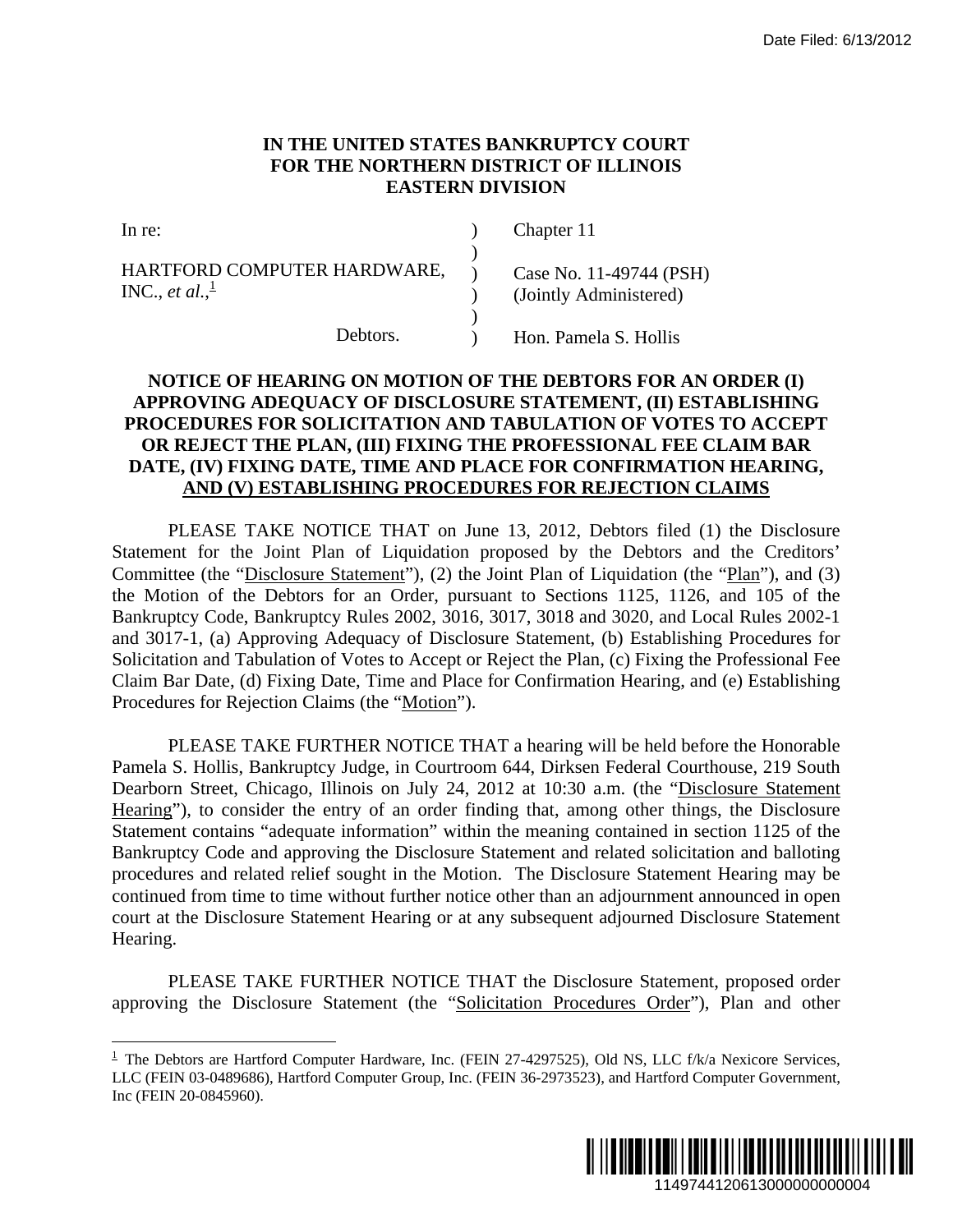Date Filed: 6/13/2012

**IN THE UNITED STATES BANKRUPTCY COURT**
**FOR THE NORTHERN DISTRICT OF ILLINOIS**
**EASTERN DIVISION**

| | | |
|---|---|---|
| In re: | ) | Chapter 11 |
| | ) | |
| HARTFORD COMPUTER HARDWARE, INC., *et al.*,[1] | ) | Case No. 11-49744 (PSH) |
| | ) | (Jointly Administered) |
| | ) | |
| Debtors. | ) | Hon. Pamela S. Hollis |

**NOTICE OF HEARING ON MOTION OF THE DEBTORS FOR AN ORDER (I) APPROVING ADEQUACY OF DISCLOSURE STATEMENT, (II) ESTABLISHING PROCEDURES FOR SOLICITATION AND TABULATION OF VOTES TO ACCEPT OR REJECT THE PLAN, (III) FIXING THE PROFESSIONAL FEE CLAIM BAR DATE, (IV) FIXING DATE, TIME AND PLACE FOR CONFIRMATION HEARING, AND (V) ESTABLISHING PROCEDURES FOR REJECTION CLAIMS**

PLEASE TAKE NOTICE THAT on June 13, 2012, Debtors filed (1) the Disclosure Statement for the Joint Plan of Liquidation proposed by the Debtors and the Creditors' Committee (the "Disclosure Statement"), (2) the Joint Plan of Liquidation (the "Plan"), and (3) the Motion of the Debtors for an Order, pursuant to Sections 1125, 1126, and 105 of the Bankruptcy Code, Bankruptcy Rules 2002, 3016, 3017, 3018 and 3020, and Local Rules 2002-1 and 3017-1, (a) Approving Adequacy of Disclosure Statement, (b) Establishing Procedures for Solicitation and Tabulation of Votes to Accept or Reject the Plan, (c) Fixing the Professional Fee Claim Bar Date, (d) Fixing Date, Time and Place for Confirmation Hearing, and (e) Establishing Procedures for Rejection Claims (the "Motion").

PLEASE TAKE FURTHER NOTICE THAT a hearing will be held before the Honorable Pamela S. Hollis, Bankruptcy Judge, in Courtroom 644, Dirksen Federal Courthouse, 219 South Dearborn Street, Chicago, Illinois on July 24, 2012 at 10:30 a.m. (the "Disclosure Statement Hearing"), to consider the entry of an order finding that, among other things, the Disclosure Statement contains "adequate information" within the meaning contained in section 1125 of the Bankruptcy Code and approving the Disclosure Statement and related solicitation and balloting procedures and related relief sought in the Motion. The Disclosure Statement Hearing may be continued from time to time without further notice other than an adjournment announced in open court at the Disclosure Statement Hearing or at any subsequent adjourned Disclosure Statement Hearing.

PLEASE TAKE FURTHER NOTICE THAT the Disclosure Statement, proposed order approving the Disclosure Statement (the "Solicitation Procedures Order"), Plan and other

[1] The Debtors are Hartford Computer Hardware, Inc. (FEIN 27-4297525), Old NS, LLC f/k/a Nexicore Services, LLC (FEIN 03-0489686), Hartford Computer Group, Inc. (FEIN 36-2973523), and Hartford Computer Government, Inc (FEIN 20-0845960).

1149744120613000000000004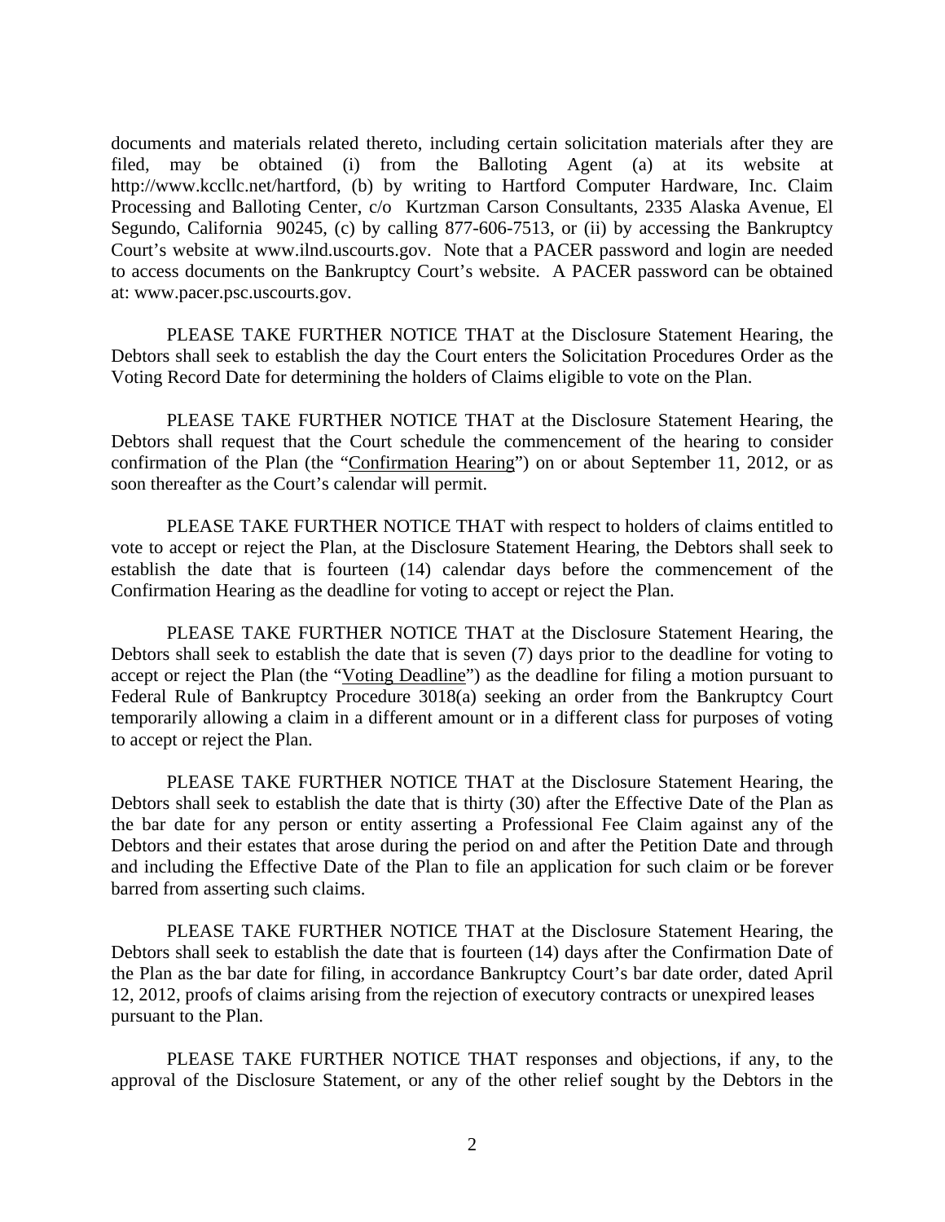documents and materials related thereto, including certain solicitation materials after they are filed, may be obtained (i) from the Balloting Agent (a) at its website at http://www.kccllc.net/hartford, (b) by writing to Hartford Computer Hardware, Inc. Claim Processing and Balloting Center, c/o Kurtzman Carson Consultants, 2335 Alaska Avenue, El Segundo, California 90245, (c) by calling 877-606-7513, or (ii) by accessing the Bankruptcy Court's website at www.ilnd.uscourts.gov. Note that a PACER password and login are needed to access documents on the Bankruptcy Court's website. A PACER password can be obtained at: www.pacer.psc.uscourts.gov.

PLEASE TAKE FURTHER NOTICE THAT at the Disclosure Statement Hearing, the Debtors shall seek to establish the day the Court enters the Solicitation Procedures Order as the Voting Record Date for determining the holders of Claims eligible to vote on the Plan.

PLEASE TAKE FURTHER NOTICE THAT at the Disclosure Statement Hearing, the Debtors shall request that the Court schedule the commencement of the hearing to consider confirmation of the Plan (the "Confirmation Hearing") on or about September 11, 2012, or as soon thereafter as the Court's calendar will permit.

PLEASE TAKE FURTHER NOTICE THAT with respect to holders of claims entitled to vote to accept or reject the Plan, at the Disclosure Statement Hearing, the Debtors shall seek to establish the date that is fourteen (14) calendar days before the commencement of the Confirmation Hearing as the deadline for voting to accept or reject the Plan.

PLEASE TAKE FURTHER NOTICE THAT at the Disclosure Statement Hearing, the Debtors shall seek to establish the date that is seven (7) days prior to the deadline for voting to accept or reject the Plan (the "Voting Deadline") as the deadline for filing a motion pursuant to Federal Rule of Bankruptcy Procedure 3018(a) seeking an order from the Bankruptcy Court temporarily allowing a claim in a different amount or in a different class for purposes of voting to accept or reject the Plan.

PLEASE TAKE FURTHER NOTICE THAT at the Disclosure Statement Hearing, the Debtors shall seek to establish the date that is thirty (30) after the Effective Date of the Plan as the bar date for any person or entity asserting a Professional Fee Claim against any of the Debtors and their estates that arose during the period on and after the Petition Date and through and including the Effective Date of the Plan to file an application for such claim or be forever barred from asserting such claims.

PLEASE TAKE FURTHER NOTICE THAT at the Disclosure Statement Hearing, the Debtors shall seek to establish the date that is fourteen (14) days after the Confirmation Date of the Plan as the bar date for filing, in accordance Bankruptcy Court's bar date order, dated April 12, 2012, proofs of claims arising from the rejection of executory contracts or unexpired leases pursuant to the Plan.

PLEASE TAKE FURTHER NOTICE THAT responses and objections, if any, to the approval of the Disclosure Statement, or any of the other relief sought by the Debtors in the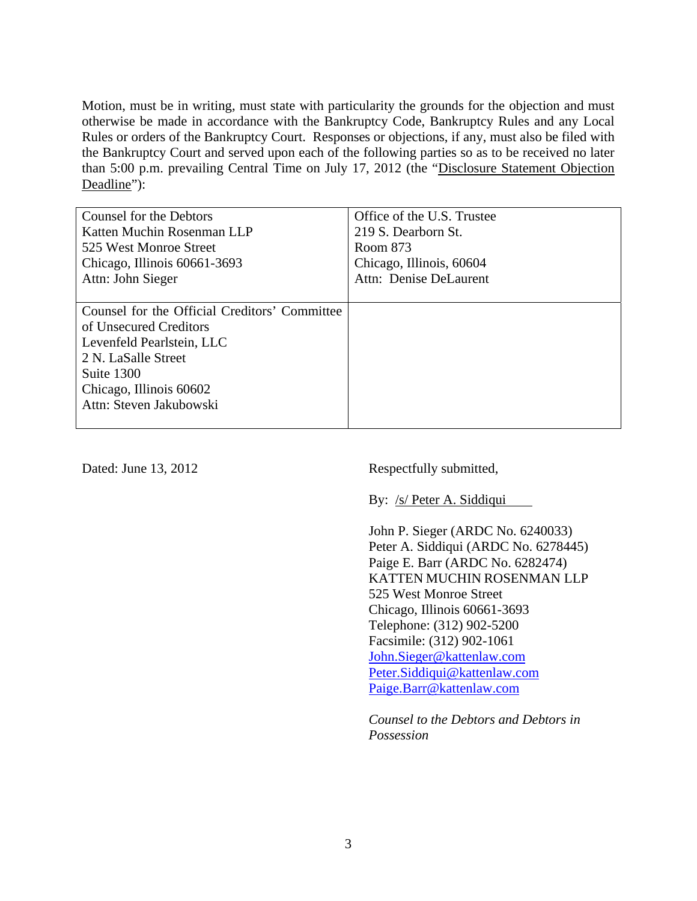Motion, must be in writing, must state with particularity the grounds for the objection and must otherwise be made in accordance with the Bankruptcy Code, Bankruptcy Rules and any Local Rules or orders of the Bankruptcy Court. Responses or objections, if any, must also be filed with the Bankruptcy Court and served upon each of the following parties so as to be received no later than 5:00 p.m. prevailing Central Time on July 17, 2012 (the "Disclosure Statement Objection Deadline"):

| | |
|---|---|
| Counsel for the Debtors<br>Katten Muchin Rosenman LLP<br>525 West Monroe Street<br>Chicago, Illinois 60661-3693<br>Attn: John Sieger | Office of the U.S. Trustee<br>219 S. Dearborn St.<br>Room 873<br>Chicago, Illinois, 60604<br>Attn: Denise DeLaurent |
| Counsel for the Official Creditors' Committee of Unsecured Creditors<br>Levenfeld Pearlstein, LLC<br>2 N. LaSalle Street<br>Suite 1300<br>Chicago, Illinois 60602<br>Attn: Steven Jakubowski | |

Dated: June 13, 2012

Respectfully submitted,

By: /s/ Peter A. Siddiqui

John P. Sieger (ARDC No. 6240033)
Peter A. Siddiqui (ARDC No. 6278445)
Paige E. Barr (ARDC No. 6282474)
KATTEN MUCHIN ROSENMAN LLP
525 West Monroe Street
Chicago, Illinois 60661-3693
Telephone: (312) 902-5200
Facsimile: (312) 902-1061
John.Sieger@kattenlaw.com
Peter.Siddiqui@kattenlaw.com
Paige.Barr@kattenlaw.com

*Counsel to the Debtors and Debtors in Possession*